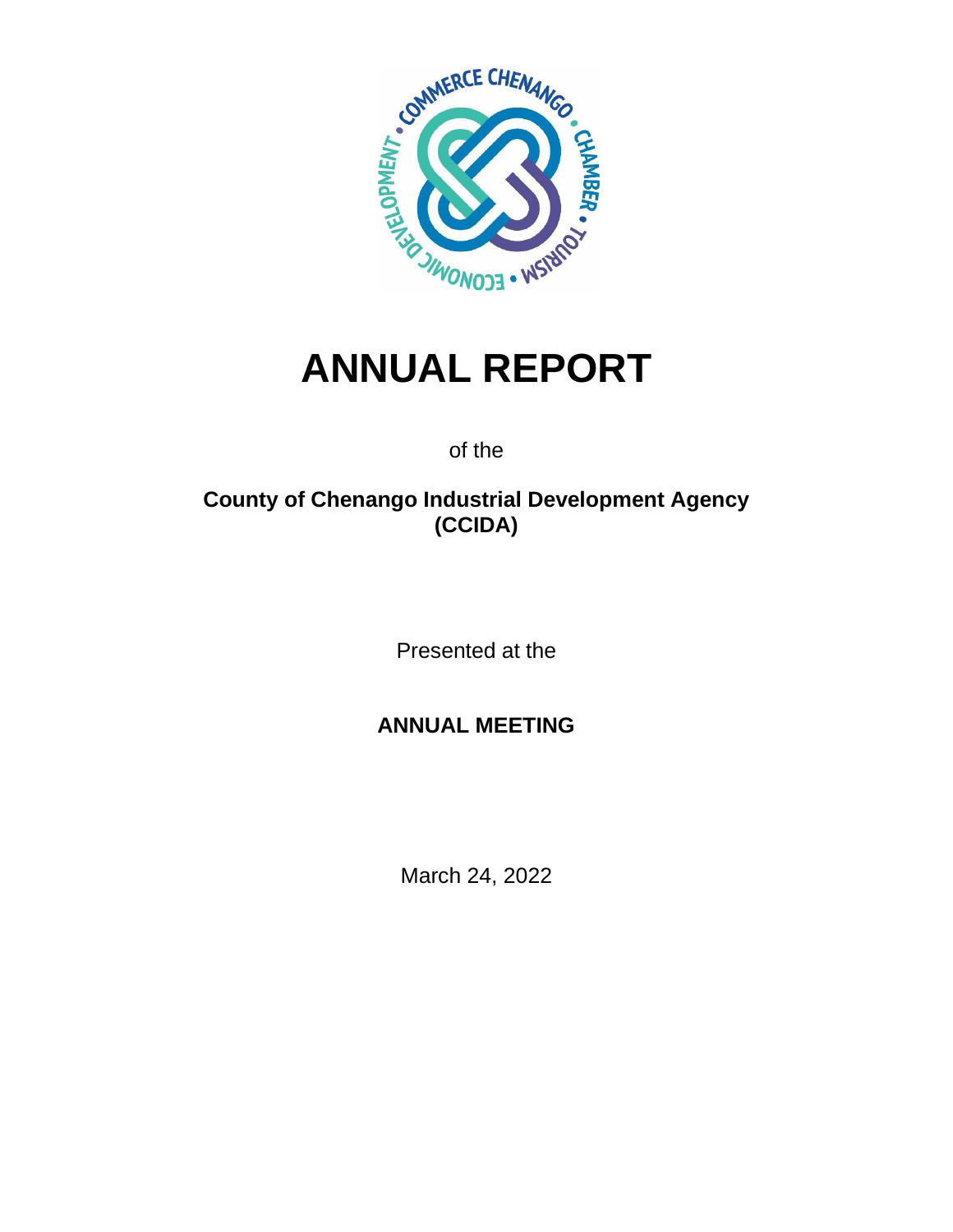# ANNUAL REPORT

of the

**County of Chenango Industrial Development Agency (CCIDA)**

Presented at the

**ANNUAL MEETING**

March 24, 2022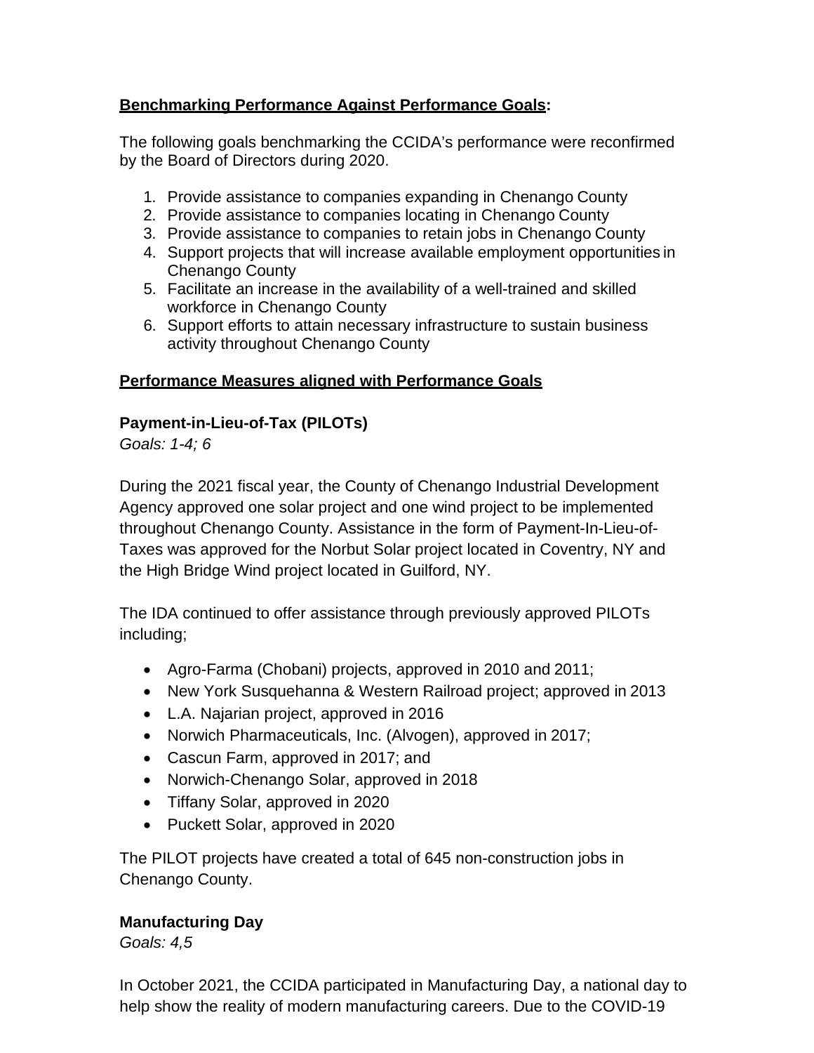**<u>Benchmarking Performance Against Performance Goals</u>:**

The following goals benchmarking the CCIDA's performance were reconfirmed by the Board of Directors during 2020.

1. Provide assistance to companies expanding in Chenango County
2. Provide assistance to companies locating in Chenango County
3. Provide assistance to companies to retain jobs in Chenango County
4. Support projects that will increase available employment opportunities in Chenango County
5. Facilitate an increase in the availability of a well-trained and skilled workforce in Chenango County
6. Support efforts to attain necessary infrastructure to sustain business activity throughout Chenango County

**<u>Performance Measures aligned with Performance Goals</u>**

**Payment-in-Lieu-of-Tax (PILOTs)**

*Goals: 1-4; 6*

During the 2021 fiscal year, the County of Chenango Industrial Development Agency approved one solar project and one wind project to be implemented throughout Chenango County. Assistance in the form of Payment-In-Lieu-of-Taxes was approved for the Norbut Solar project located in Coventry, NY and the High Bridge Wind project located in Guilford, NY.

The IDA continued to offer assistance through previously approved PILOTs including;

- Agro-Farma (Chobani) projects, approved in 2010 and 2011;
- New York Susquehanna & Western Railroad project; approved in 2013
- L.A. Najarian project, approved in 2016
- Norwich Pharmaceuticals, Inc. (Alvogen), approved in 2017;
- Cascun Farm, approved in 2017; and
- Norwich-Chenango Solar, approved in 2018
- Tiffany Solar, approved in 2020
- Puckett Solar, approved in 2020

The PILOT projects have created a total of 645 non-construction jobs in Chenango County.

**Manufacturing Day**

*Goals: 4,5*

In October 2021, the CCIDA participated in Manufacturing Day, a national day to help show the reality of modern manufacturing careers. Due to the COVID-19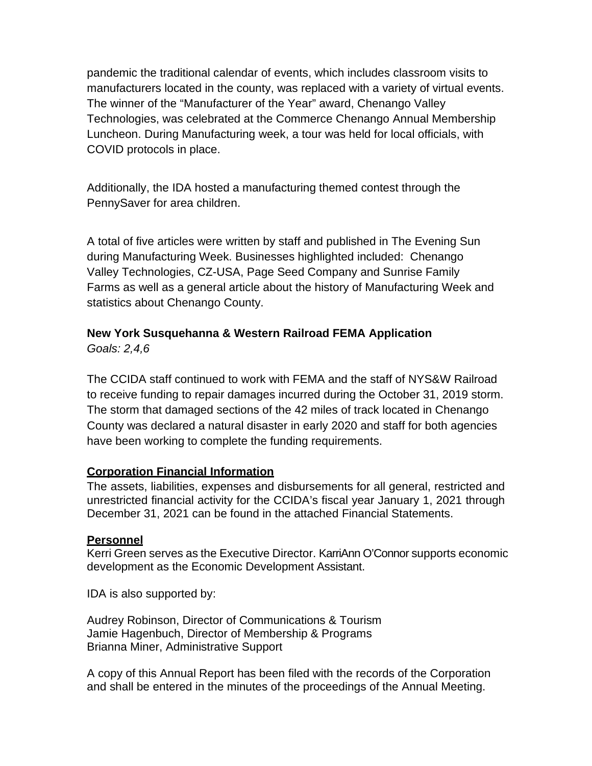pandemic the traditional calendar of events, which includes classroom visits to manufacturers located in the county, was replaced with a variety of virtual events. The winner of the "Manufacturer of the Year" award, Chenango Valley Technologies, was celebrated at the Commerce Chenango Annual Membership Luncheon. During Manufacturing week, a tour was held for local officials, with COVID protocols in place.

Additionally, the IDA hosted a manufacturing themed contest through the PennySaver for area children.

A total of five articles were written by staff and published in The Evening Sun during Manufacturing Week. Businesses highlighted included: Chenango Valley Technologies, CZ-USA, Page Seed Company and Sunrise Family Farms as well as a general article about the history of Manufacturing Week and statistics about Chenango County.

**New York Susquehanna & Western Railroad FEMA Application**

*Goals: 2,4,6*

The CCIDA staff continued to work with FEMA and the staff of NYS&W Railroad to receive funding to repair damages incurred during the October 31, 2019 storm. The storm that damaged sections of the 42 miles of track located in Chenango County was declared a natural disaster in early 2020 and staff for both agencies have been working to complete the funding requirements.

**Corporation Financial Information**

The assets, liabilities, expenses and disbursements for all general, restricted and unrestricted financial activity for the CCIDA's fiscal year January 1, 2021 through December 31, 2021 can be found in the attached Financial Statements.

**Personnel**

Kerri Green serves as the Executive Director. KarriAnn O'Connor supports economic development as the Economic Development Assistant.

IDA is also supported by:

Audrey Robinson, Director of Communications & Tourism
Jamie Hagenbuch, Director of Membership & Programs
Brianna Miner, Administrative Support

A copy of this Annual Report has been filed with the records of the Corporation and shall be entered in the minutes of the proceedings of the Annual Meeting.